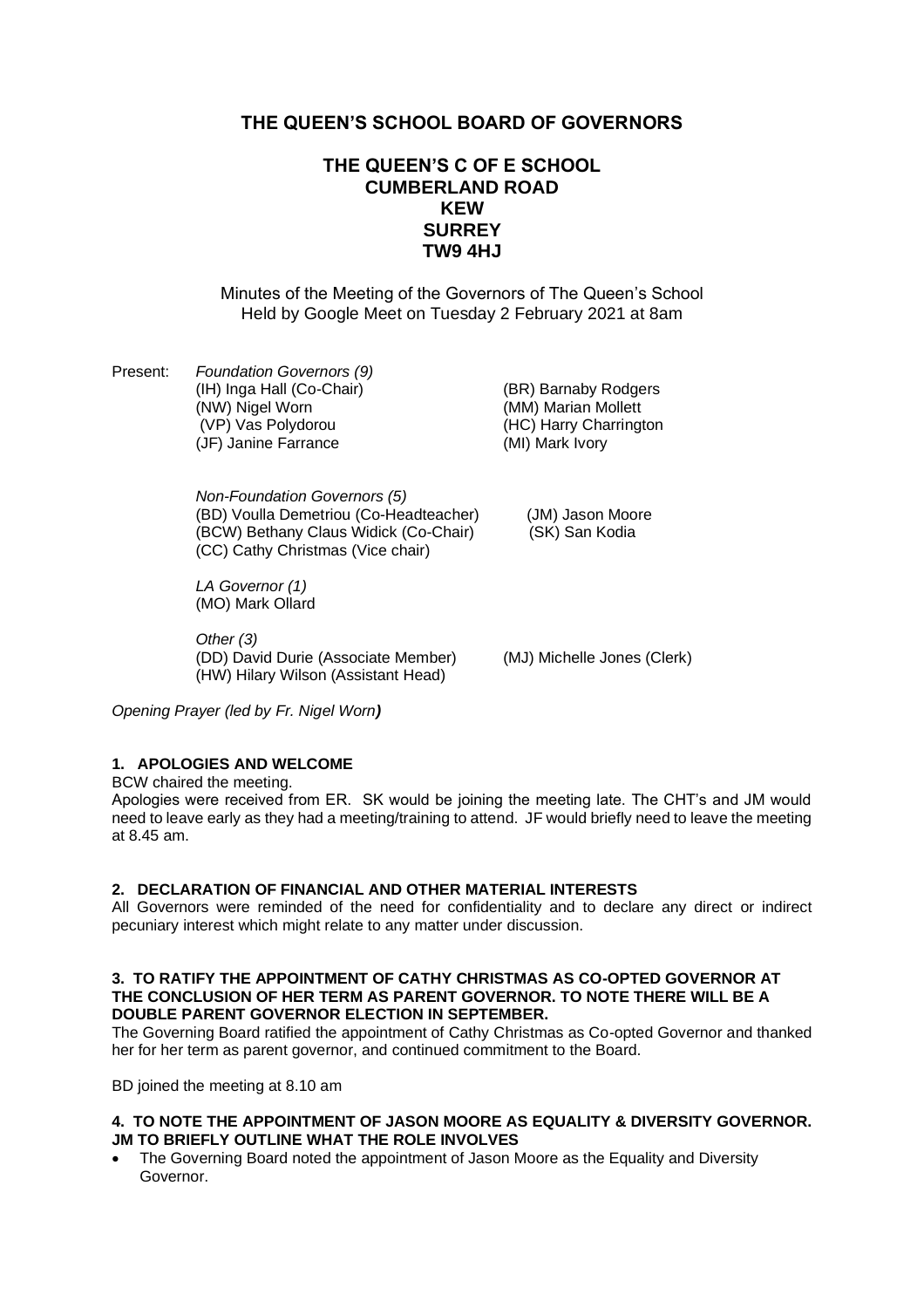# THE QUEEN'S SCHOOL BOARD OF GOVERNORS

## THE QUEEN'S C OF E SCHOOL
## CUMBERLAND ROAD
## KEW
## SURREY
## TW9 4HJ

Minutes of the Meeting of the Governors of The Queen's School
Held by Google Meet on Tuesday 2 February 2021 at 8am

Present: *Foundation Governors (9)*
(IH) Inga Hall (Co-Chair)
(NW) Nigel Worn
(VP) Vas Polydorou
(JF) Janine Farrance
(BR) Barnaby Rodgers
(MM) Marian Mollett
(HC) Harry Charrington
(MI) Mark Ivory

*Non-Foundation Governors (5)*
(BD) Voulla Demetriou (Co-Headteacher)
(BCW) Bethany Claus Widick (Co-Chair)
(CC) Cathy Christmas (Vice chair)
(JM) Jason Moore
(SK) San Kodia

*LA Governor (1)*
(MO) Mark Ollard

*Other (3)*
(DD) David Durie (Associate Member)
(HW) Hilary Wilson (Assistant Head)
(MJ) Michelle Jones (Clerk)

*Opening Prayer (led by Fr. Nigel Worn)*

### 1. APOLOGIES AND WELCOME

BCW chaired the meeting.

Apologies were received from ER. SK would be joining the meeting late. The CHT's and JM would need to leave early as they had a meeting/training to attend. JF would briefly need to leave the meeting at 8.45 am.

### 2. DECLARATION OF FINANCIAL AND OTHER MATERIAL INTERESTS

All Governors were reminded of the need for confidentiality and to declare any direct or indirect pecuniary interest which might relate to any matter under discussion.

### 3. TO RATIFY THE APPOINTMENT OF CATHY CHRISTMAS AS CO-OPTED GOVERNOR AT THE CONCLUSION OF HER TERM AS PARENT GOVERNOR. TO NOTE THERE WILL BE A DOUBLE PARENT GOVERNOR ELECTION IN SEPTEMBER.

The Governing Board ratified the appointment of Cathy Christmas as Co-opted Governor and thanked her for her term as parent governor, and continued commitment to the Board.

BD joined the meeting at 8.10 am

### 4. TO NOTE THE APPOINTMENT OF JASON MOORE AS EQUALITY & DIVERSITY GOVERNOR. JM TO BRIEFLY OUTLINE WHAT THE ROLE INVOLVES

- The Governing Board noted the appointment of Jason Moore as the Equality and Diversity Governor.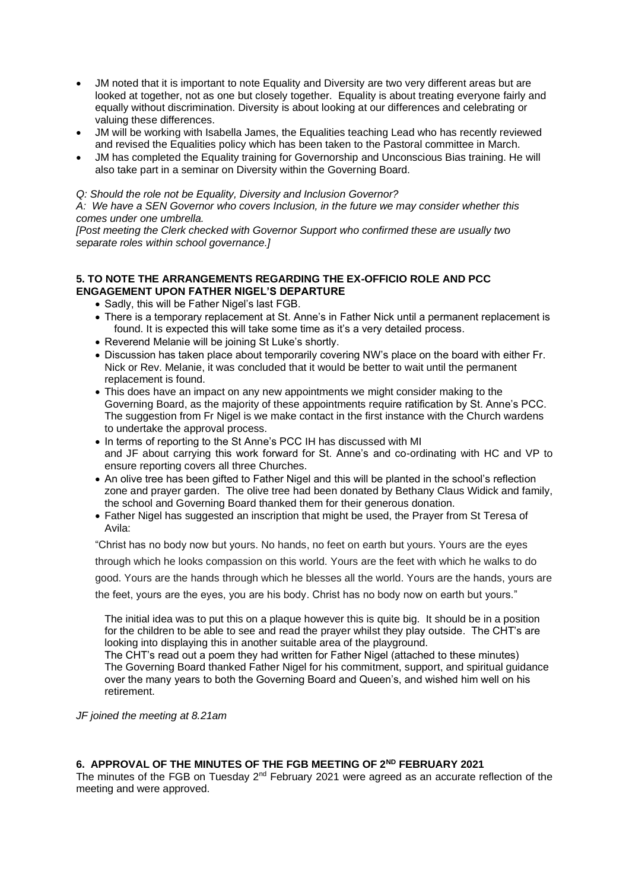- JM noted that it is important to note Equality and Diversity are two very different areas but are looked at together, not as one but closely together. Equality is about treating everyone fairly and equally without discrimination. Diversity is about looking at our differences and celebrating or valuing these differences.
- JM will be working with Isabella James, the Equalities teaching Lead who has recently reviewed and revised the Equalities policy which has been taken to the Pastoral committee in March.
- JM has completed the Equality training for Governorship and Unconscious Bias training. He will also take part in a seminar on Diversity within the Governing Board.

*Q: Should the role not be Equality, Diversity and Inclusion Governor?*
*A: We have a SEN Governor who covers Inclusion, in the future we may consider whether this comes under one umbrella.*
*[Post meeting the Clerk checked with Governor Support who confirmed these are usually two separate roles within school governance.]*

### 5. TO NOTE THE ARRANGEMENTS REGARDING THE EX-OFFICIO ROLE AND PCC ENGAGEMENT UPON FATHER NIGEL'S DEPARTURE

- Sadly, this will be Father Nigel's last FGB.
- There is a temporary replacement at St. Anne's in Father Nick until a permanent replacement is found. It is expected this will take some time as it's a very detailed process.
- Reverend Melanie will be joining St Luke's shortly.
- Discussion has taken place about temporarily covering NW's place on the board with either Fr. Nick or Rev. Melanie, it was concluded that it would be better to wait until the permanent replacement is found.
- This does have an impact on any new appointments we might consider making to the Governing Board, as the majority of these appointments require ratification by St. Anne's PCC. The suggestion from Fr Nigel is we make contact in the first instance with the Church wardens to undertake the approval process.
- In terms of reporting to the St Anne's PCC IH has discussed with MI and JF about carrying this work forward for St. Anne's and co-ordinating with HC and VP to ensure reporting covers all three Churches.
- An olive tree has been gifted to Father Nigel and this will be planted in the school's reflection zone and prayer garden. The olive tree had been donated by Bethany Claus Widick and family, the school and Governing Board thanked them for their generous donation.
- Father Nigel has suggested an inscription that might be used, the Prayer from St Teresa of Avila:

"Christ has no body now but yours. No hands, no feet on earth but yours. Yours are the eyes through which he looks compassion on this world. Yours are the feet with which he walks to do good. Yours are the hands through which he blesses all the world. Yours are the hands, yours are the feet, yours are the eyes, you are his body. Christ has no body now on earth but yours."

The initial idea was to put this on a plaque however this is quite big. It should be in a position for the children to be able to see and read the prayer whilst they play outside. The CHT's are looking into displaying this in another suitable area of the playground.
The CHT's read out a poem they had written for Father Nigel (attached to these minutes)
The Governing Board thanked Father Nigel for his commitment, support, and spiritual guidance over the many years to both the Governing Board and Queen's, and wished him well on his retirement.

*JF joined the meeting at 8.21am*

### 6. APPROVAL OF THE MINUTES OF THE FGB MEETING OF 2ND FEBRUARY 2021

The minutes of the FGB on Tuesday 2nd February 2021 were agreed as an accurate reflection of the meeting and were approved.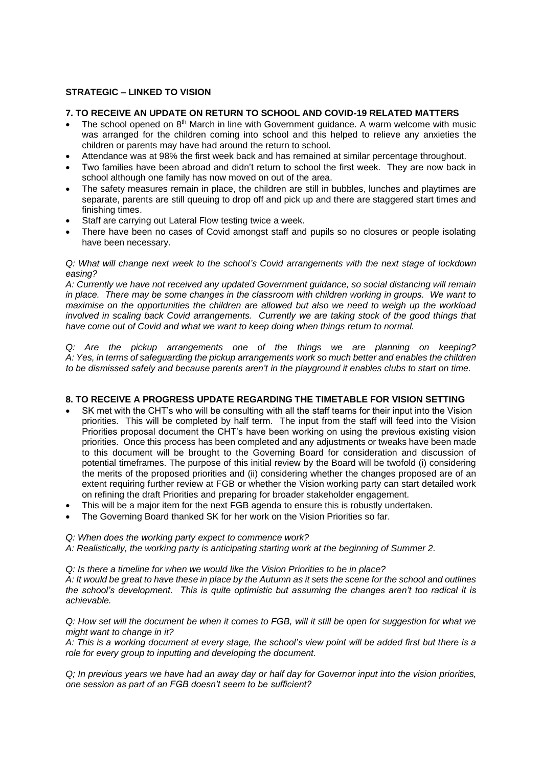**STRATEGIC – LINKED TO VISION**

**7. TO RECEIVE AN UPDATE ON RETURN TO SCHOOL AND COVID-19 RELATED MATTERS**

- The school opened on 8th March in line with Government guidance. A warm welcome with music was arranged for the children coming into school and this helped to relieve any anxieties the children or parents may have had around the return to school.
- Attendance was at 98% the first week back and has remained at similar percentage throughout.
- Two families have been abroad and didn't return to school the first week. They are now back in school although one family has now moved on out of the area.
- The safety measures remain in place, the children are still in bubbles, lunches and playtimes are separate, parents are still queuing to drop off and pick up and there are staggered start times and finishing times.
- Staff are carrying out Lateral Flow testing twice a week.
- There have been no cases of Covid amongst staff and pupils so no closures or people isolating have been necessary.

*Q: What will change next week to the school's Covid arrangements with the next stage of lockdown easing?*
*A: Currently we have not received any updated Government guidance, so social distancing will remain in place. There may be some changes in the classroom with children working in groups. We want to maximise on the opportunities the children are allowed but also we need to weigh up the workload involved in scaling back Covid arrangements. Currently we are taking stock of the good things that have come out of Covid and what we want to keep doing when things return to normal.*

*Q: Are the pickup arrangements one of the things we are planning on keeping?*
*A: Yes, in terms of safeguarding the pickup arrangements work so much better and enables the children to be dismissed safely and because parents aren't in the playground it enables clubs to start on time.*

**8. TO RECEIVE A PROGRESS UPDATE REGARDING THE TIMETABLE FOR VISION SETTING**

- SK met with the CHT's who will be consulting with all the staff teams for their input into the Vision priorities. This will be completed by half term. The input from the staff will feed into the Vision Priorities proposal document the CHT's have been working on using the previous existing vision priorities. Once this process has been completed and any adjustments or tweaks have been made to this document will be brought to the Governing Board for consideration and discussion of potential timeframes. The purpose of this initial review by the Board will be twofold (i) considering the merits of the proposed priorities and (ii) considering whether the changes proposed are of an extent requiring further review at FGB or whether the Vision working party can start detailed work on refining the draft Priorities and preparing for broader stakeholder engagement.
- This will be a major item for the next FGB agenda to ensure this is robustly undertaken.
- The Governing Board thanked SK for her work on the Vision Priorities so far.

*Q: When does the working party expect to commence work?*
*A: Realistically, the working party is anticipating starting work at the beginning of Summer 2.*

*Q: Is there a timeline for when we would like the Vision Priorities to be in place?*
*A: It would be great to have these in place by the Autumn as it sets the scene for the school and outlines the school's development. This is quite optimistic but assuming the changes aren't too radical it is achievable.*

*Q: How set will the document be when it comes to FGB, will it still be open for suggestion for what we might want to change in it?*
*A: This is a working document at every stage, the school's view point will be added first but there is a role for every group to inputting and developing the document.*

*Q; In previous years we have had an away day or half day for Governor input into the vision priorities, one session as part of an FGB doesn't seem to be sufficient?*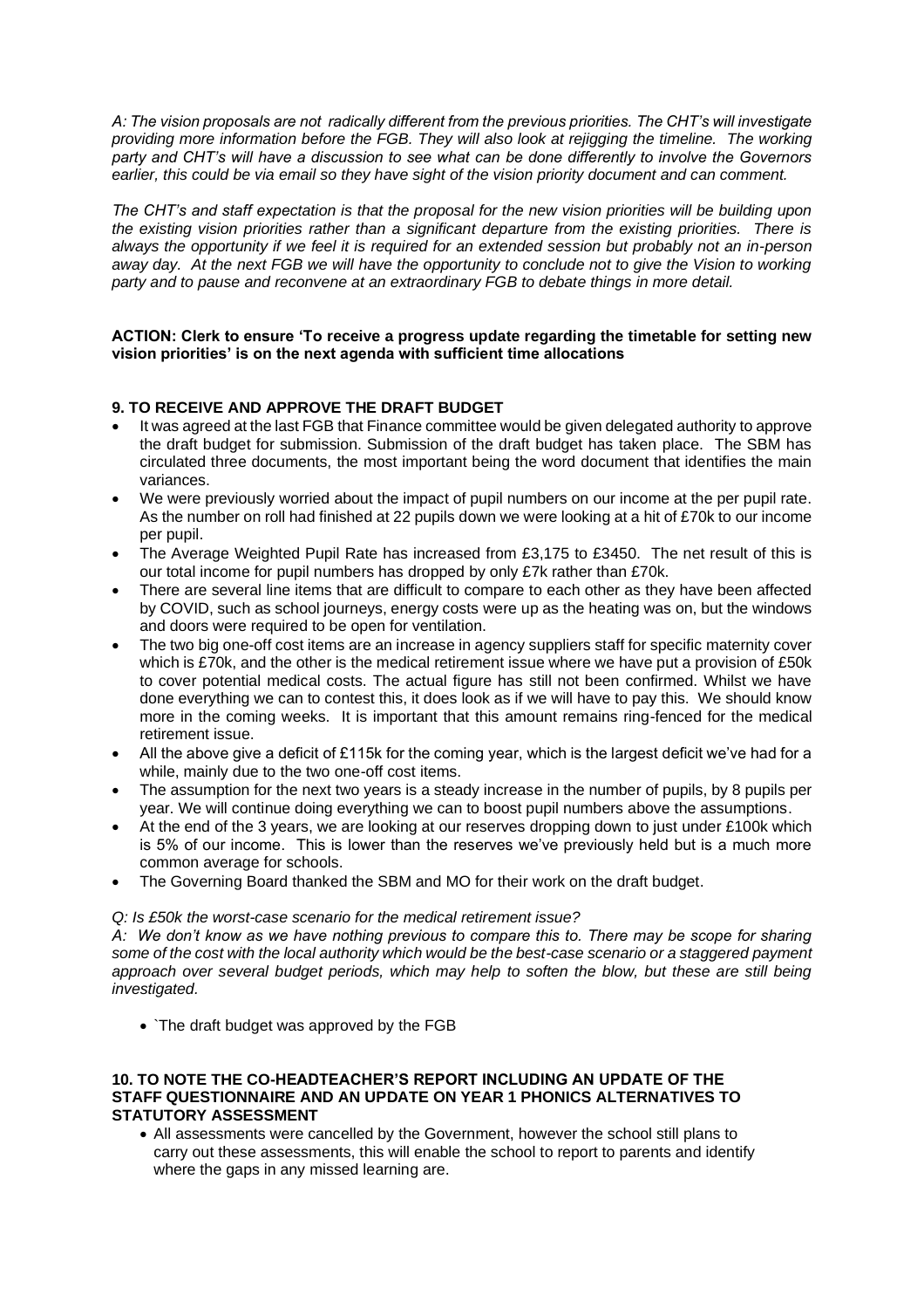*A: The vision proposals are not radically different from the previous priorities. The CHT's will investigate providing more information before the FGB. They will also look at rejigging the timeline. The working party and CHT's will have a discussion to see what can be done differently to involve the Governors earlier, this could be via email so they have sight of the vision priority document and can comment.*

*The CHT's and staff expectation is that the proposal for the new vision priorities will be building upon the existing vision priorities rather than a significant departure from the existing priorities. There is always the opportunity if we feel it is required for an extended session but probably not an in-person away day. At the next FGB we will have the opportunity to conclude not to give the Vision to working party and to pause and reconvene at an extraordinary FGB to debate things in more detail.*

**ACTION: Clerk to ensure 'To receive a progress update regarding the timetable for setting new vision priorities' is on the next agenda with sufficient time allocations**

**9. TO RECEIVE AND APPROVE THE DRAFT BUDGET**

- It was agreed at the last FGB that Finance committee would be given delegated authority to approve the draft budget for submission. Submission of the draft budget has taken place. The SBM has circulated three documents, the most important being the word document that identifies the main variances.
- We were previously worried about the impact of pupil numbers on our income at the per pupil rate. As the number on roll had finished at 22 pupils down we were looking at a hit of £70k to our income per pupil.
- The Average Weighted Pupil Rate has increased from £3,175 to £3450. The net result of this is our total income for pupil numbers has dropped by only £7k rather than £70k.
- There are several line items that are difficult to compare to each other as they have been affected by COVID, such as school journeys, energy costs were up as the heating was on, but the windows and doors were required to be open for ventilation.
- The two big one-off cost items are an increase in agency suppliers staff for specific maternity cover which is £70k, and the other is the medical retirement issue where we have put a provision of £50k to cover potential medical costs. The actual figure has still not been confirmed. Whilst we have done everything we can to contest this, it does look as if we will have to pay this. We should know more in the coming weeks. It is important that this amount remains ring-fenced for the medical retirement issue.
- All the above give a deficit of £115k for the coming year, which is the largest deficit we've had for a while, mainly due to the two one-off cost items.
- The assumption for the next two years is a steady increase in the number of pupils, by 8 pupils per year. We will continue doing everything we can to boost pupil numbers above the assumptions.
- At the end of the 3 years, we are looking at our reserves dropping down to just under £100k which is 5% of our income. This is lower than the reserves we've previously held but is a much more common average for schools.
- The Governing Board thanked the SBM and MO for their work on the draft budget.

*Q: Is £50k the worst-case scenario for the medical retirement issue?*

*A: We don't know as we have nothing previous to compare this to. There may be scope for sharing some of the cost with the local authority which would be the best-case scenario or a staggered payment approach over several budget periods, which may help to soften the blow, but these are still being investigated.*

- `The draft budget was approved by the FGB

**10. TO NOTE THE CO-HEADTEACHER'S REPORT INCLUDING AN UPDATE OF THE STAFF QUESTIONNAIRE AND AN UPDATE ON YEAR 1 PHONICS ALTERNATIVES TO STATUTORY ASSESSMENT**

- All assessments were cancelled by the Government, however the school still plans to carry out these assessments, this will enable the school to report to parents and identify where the gaps in any missed learning are.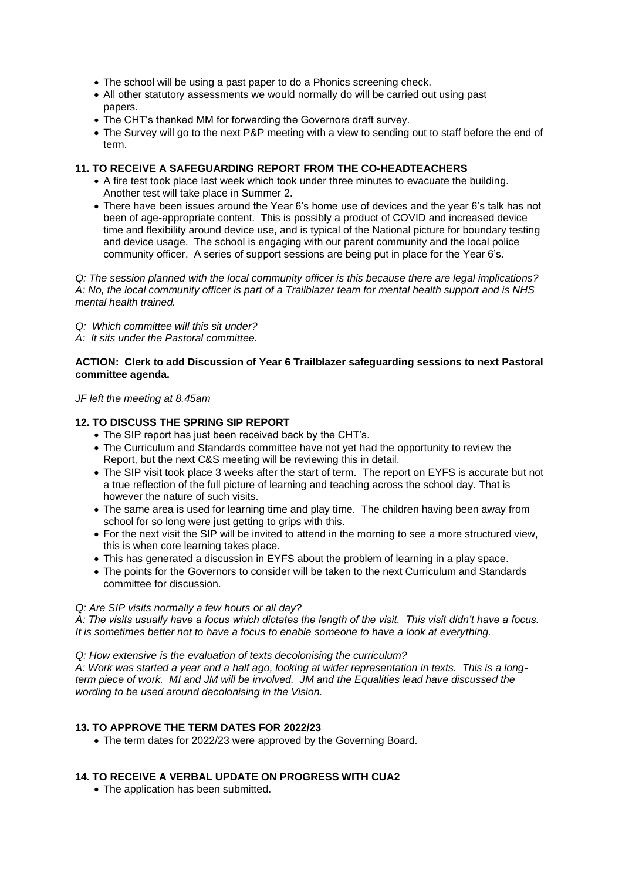- The school will be using a past paper to do a Phonics screening check.
- All other statutory assessments we would normally do will be carried out using past papers.
- The CHT's thanked MM for forwarding the Governors draft survey.
- The Survey will go to the next P&P meeting with a view to sending out to staff before the end of term.

### 11. TO RECEIVE A SAFEGUARDING REPORT FROM THE CO-HEADTEACHERS

- A fire test took place last week which took under three minutes to evacuate the building. Another test will take place in Summer 2.
- There have been issues around the Year 6's home use of devices and the year 6's talk has not been of age-appropriate content. This is possibly a product of COVID and increased device time and flexibility around device use, and is typical of the National picture for boundary testing and device usage. The school is engaging with our parent community and the local police community officer. A series of support sessions are being put in place for the Year 6's.

*Q: The session planned with the local community officer is this because there are legal implications?*
*A: No, the local community officer is part of a Trailblazer team for mental health support and is NHS mental health trained.*

*Q: Which committee will this sit under?*
*A: It sits under the Pastoral committee.*

**ACTION: Clerk to add Discussion of Year 6 Trailblazer safeguarding sessions to next Pastoral committee agenda.**

*JF left the meeting at 8.45am*

### 12. TO DISCUSS THE SPRING SIP REPORT

- The SIP report has just been received back by the CHT's.
- The Curriculum and Standards committee have not yet had the opportunity to review the Report, but the next C&S meeting will be reviewing this in detail.
- The SIP visit took place 3 weeks after the start of term. The report on EYFS is accurate but not a true reflection of the full picture of learning and teaching across the school day. That is however the nature of such visits.
- The same area is used for learning time and play time. The children having been away from school for so long were just getting to grips with this.
- For the next visit the SIP will be invited to attend in the morning to see a more structured view, this is when core learning takes place.
- This has generated a discussion in EYFS about the problem of learning in a play space.
- The points for the Governors to consider will be taken to the next Curriculum and Standards committee for discussion.

*Q: Are SIP visits normally a few hours or all day?*
*A: The visits usually have a focus which dictates the length of the visit. This visit didn't have a focus. It is sometimes better not to have a focus to enable someone to have a look at everything.*

*Q: How extensive is the evaluation of texts decolonising the curriculum?*
*A: Work was started a year and a half ago, looking at wider representation in texts. This is a long-term piece of work. MI and JM will be involved. JM and the Equalities lead have discussed the wording to be used around decolonising in the Vision.*

### 13. TO APPROVE THE TERM DATES FOR 2022/23

- The term dates for 2022/23 were approved by the Governing Board.

### 14. TO RECEIVE A VERBAL UPDATE ON PROGRESS WITH CUA2

- The application has been submitted.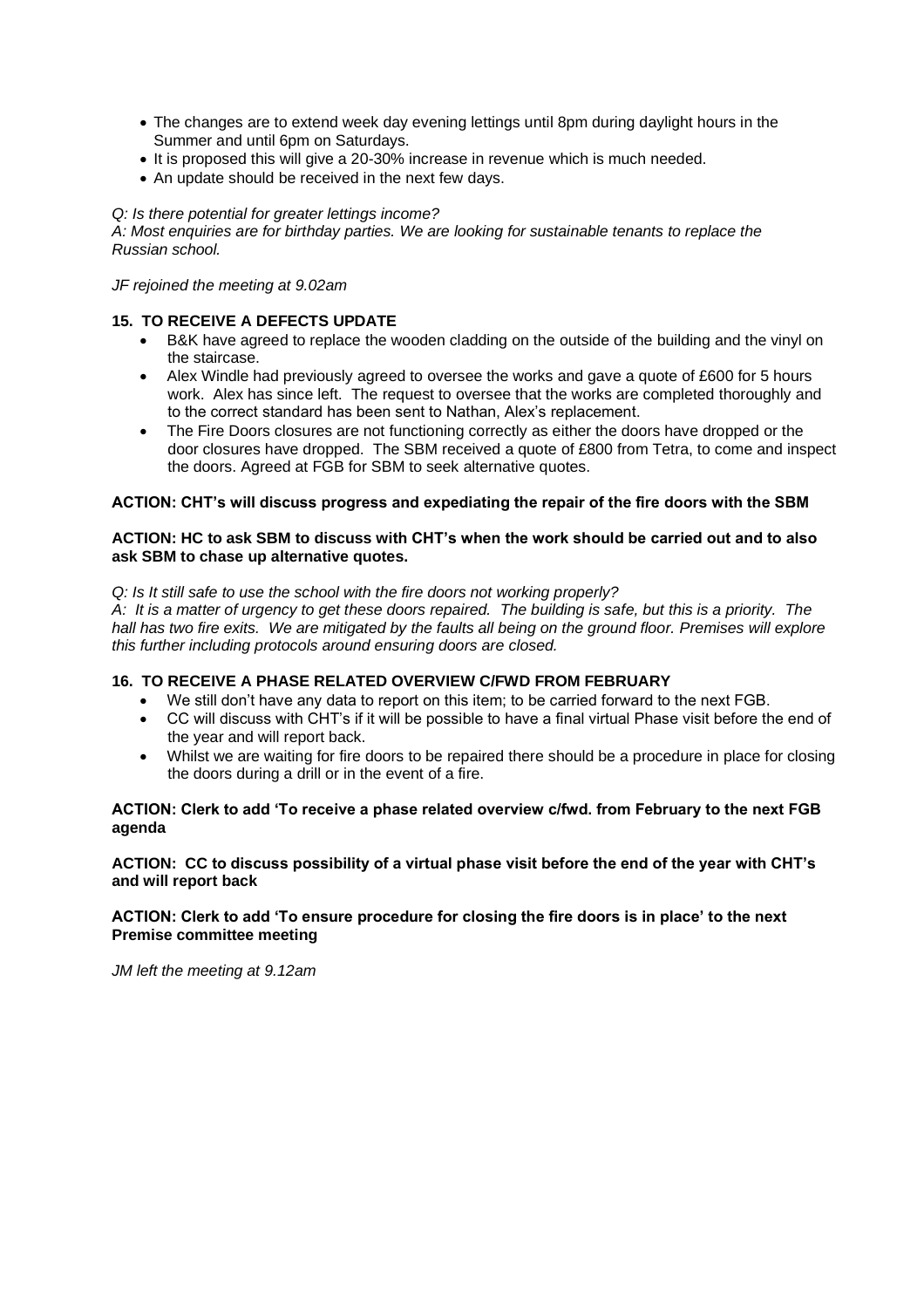- The changes are to extend week day evening lettings until 8pm during daylight hours in the Summer and until 6pm on Saturdays.
- It is proposed this will give a 20-30% increase in revenue which is much needed.
- An update should be received in the next few days.

*Q: Is there potential for greater lettings income?*
*A: Most enquiries are for birthday parties. We are looking for sustainable tenants to replace the Russian school.*

*JF rejoined the meeting at 9.02am*

**15. TO RECEIVE A DEFECTS UPDATE**

- B&K have agreed to replace the wooden cladding on the outside of the building and the vinyl on the staircase.
- Alex Windle had previously agreed to oversee the works and gave a quote of £600 for 5 hours work. Alex has since left. The request to oversee that the works are completed thoroughly and to the correct standard has been sent to Nathan, Alex's replacement.
- The Fire Doors closures are not functioning correctly as either the doors have dropped or the door closures have dropped. The SBM received a quote of £800 from Tetra, to come and inspect the doors. Agreed at FGB for SBM to seek alternative quotes.

**ACTION: CHT's will discuss progress and expediating the repair of the fire doors with the SBM**

**ACTION: HC to ask SBM to discuss with CHT's when the work should be carried out and to also ask SBM to chase up alternative quotes.**

*Q: Is It still safe to use the school with the fire doors not working properly?*
*A: It is a matter of urgency to get these doors repaired. The building is safe, but this is a priority. The hall has two fire exits. We are mitigated by the faults all being on the ground floor. Premises will explore this further including protocols around ensuring doors are closed.*

**16. TO RECEIVE A PHASE RELATED OVERVIEW C/FWD FROM FEBRUARY**

- We still don't have any data to report on this item; to be carried forward to the next FGB.
- CC will discuss with CHT's if it will be possible to have a final virtual Phase visit before the end of the year and will report back.
- Whilst we are waiting for fire doors to be repaired there should be a procedure in place for closing the doors during a drill or in the event of a fire.

**ACTION: Clerk to add 'To receive a phase related overview c/fwd. from February to the next FGB agenda**

**ACTION: CC to discuss possibility of a virtual phase visit before the end of the year with CHT's and will report back**

**ACTION: Clerk to add 'To ensure procedure for closing the fire doors is in place' to the next Premise committee meeting**

*JM left the meeting at 9.12am*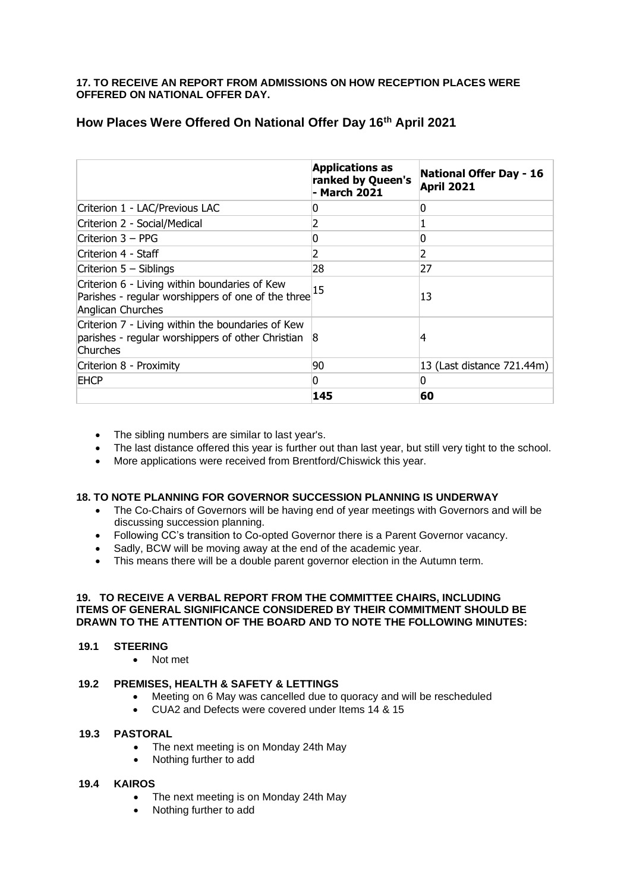**17. TO RECEIVE AN REPORT FROM ADMISSIONS ON HOW RECEPTION PLACES WERE OFFERED ON NATIONAL OFFER DAY.**

## How Places Were Offered On National Offer Day 16th April 2021

| | **Applications as ranked by Queen's - March 2021** | **National Offer Day - 16 April 2021** |
|---|---|---|
| Criterion 1 - LAC/Previous LAC | 0 | 0 |
| Criterion 2 - Social/Medical | 2 | 1 |
| Criterion 3 – PPG | 0 | 0 |
| Criterion 4 - Staff | 2 | 2 |
| Criterion 5 – Siblings | 28 | 27 |
| Criterion 6 - Living within boundaries of Kew Parishes - regular worshippers of one of the three Anglican Churches | 15 | 13 |
| Criterion 7 - Living within the boundaries of Kew parishes - regular worshippers of other Christian Churches | 8 | 4 |
| Criterion 8 - Proximity | 90 | 13 (Last distance 721.44m) |
| EHCP | 0 | 0 |
| | **145** | **60** |

- The sibling numbers are similar to last year's.
- The last distance offered this year is further out than last year, but still very tight to the school.
- More applications were received from Brentford/Chiswick this year.

**18. TO NOTE PLANNING FOR GOVERNOR SUCCESSION PLANNING IS UNDERWAY**

- The Co-Chairs of Governors will be having end of year meetings with Governors and will be discussing succession planning.
- Following CC's transition to Co-opted Governor there is a Parent Governor vacancy.
- Sadly, BCW will be moving away at the end of the academic year.
- This means there will be a double parent governor election in the Autumn term.

**19. TO RECEIVE A VERBAL REPORT FROM THE COMMITTEE CHAIRS, INCLUDING ITEMS OF GENERAL SIGNIFICANCE CONSIDERED BY THEIR COMMITMENT SHOULD BE DRAWN TO THE ATTENTION OF THE BOARD AND TO NOTE THE FOLLOWING MINUTES:**

**19.1 STEERING**

- Not met

**19.2 PREMISES, HEALTH & SAFETY & LETTINGS**

- Meeting on 6 May was cancelled due to quoracy and will be rescheduled
- CUA2 and Defects were covered under Items 14 & 15

**19.3 PASTORAL**

- The next meeting is on Monday 24th May
- Nothing further to add

**19.4 KAIROS**

- The next meeting is on Monday 24th May
- Nothing further to add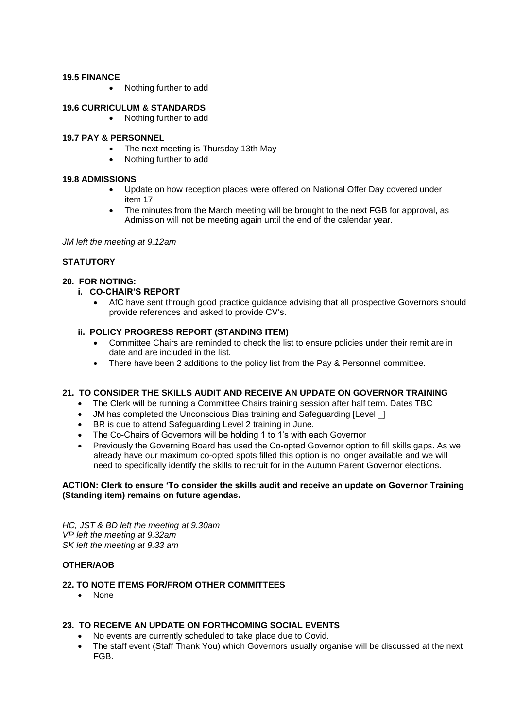**19.5 FINANCE**

- Nothing further to add

**19.6 CURRICULUM & STANDARDS**

- Nothing further to add

**19.7 PAY & PERSONNEL**

- The next meeting is Thursday 13th May
- Nothing further to add

**19.8 ADMISSIONS**

- Update on how reception places were offered on National Offer Day covered under item 17
- The minutes from the March meeting will be brought to the next FGB for approval, as Admission will not be meeting again until the end of the calendar year.

*JM left the meeting at 9.12am*

**STATUTORY**

**20. FOR NOTING:**

**i. CO-CHAIR'S REPORT**

- AfC have sent through good practice guidance advising that all prospective Governors should provide references and asked to provide CV's.

**ii. POLICY PROGRESS REPORT (STANDING ITEM)**

- Committee Chairs are reminded to check the list to ensure policies under their remit are in date and are included in the list.
- There have been 2 additions to the policy list from the Pay & Personnel committee.

**21. TO CONSIDER THE SKILLS AUDIT AND RECEIVE AN UPDATE ON GOVERNOR TRAINING**

- The Clerk will be running a Committee Chairs training session after half term. Dates TBC
- JM has completed the Unconscious Bias training and Safeguarding [Level _]
- BR is due to attend Safeguarding Level 2 training in June.
- The Co-Chairs of Governors will be holding 1 to 1's with each Governor
- Previously the Governing Board has used the Co-opted Governor option to fill skills gaps. As we already have our maximum co-opted spots filled this option is no longer available and we will need to specifically identify the skills to recruit for in the Autumn Parent Governor elections.

**ACTION: Clerk to ensure 'To consider the skills audit and receive an update on Governor Training (Standing item) remains on future agendas.**

*HC, JST & BD left the meeting at 9.30am*
*VP left the meeting at 9.32am*
*SK left the meeting at 9.33 am*

**OTHER/AOB**

**22. TO NOTE ITEMS FOR/FROM OTHER COMMITTEES**

- None

**23. TO RECEIVE AN UPDATE ON FORTHCOMING SOCIAL EVENTS**

- No events are currently scheduled to take place due to Covid.
- The staff event (Staff Thank You) which Governors usually organise will be discussed at the next FGB.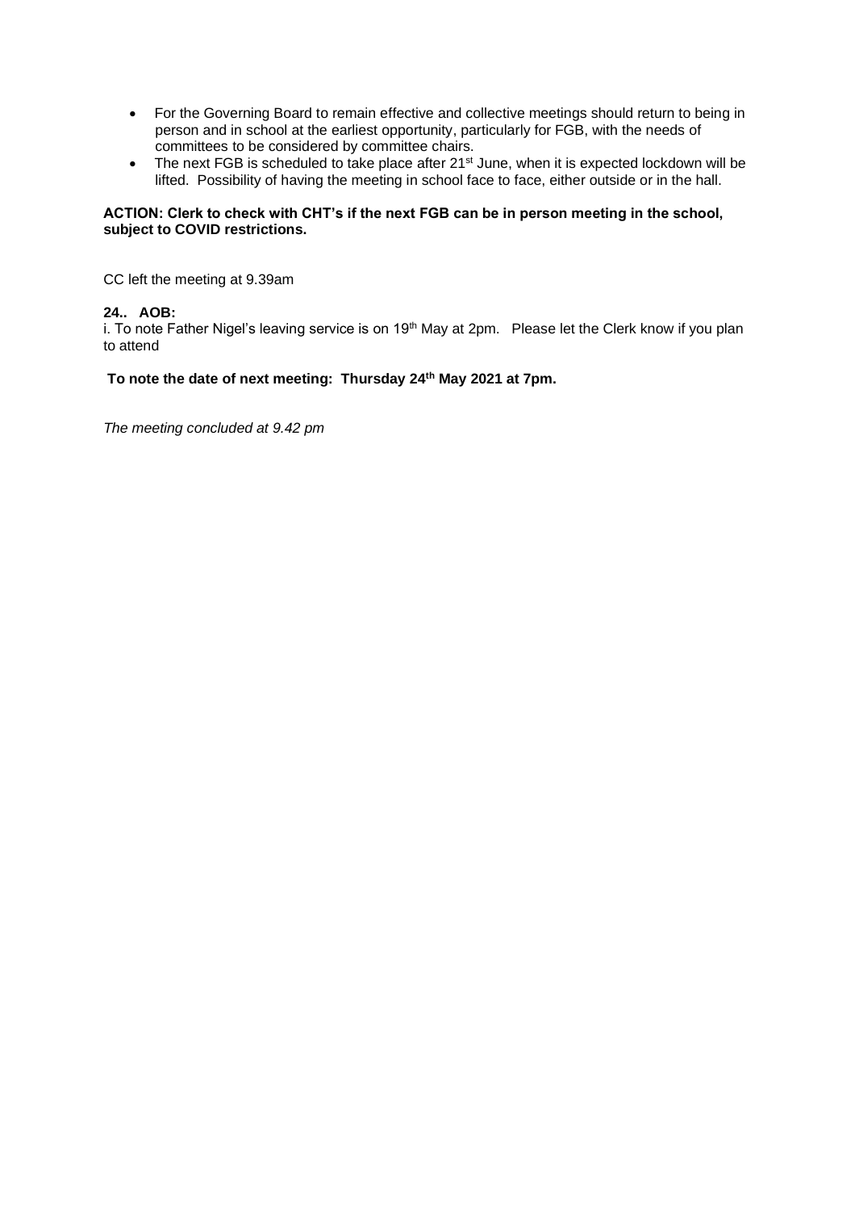- For the Governing Board to remain effective and collective meetings should return to being in person and in school at the earliest opportunity, particularly for FGB, with the needs of committees to be considered by committee chairs.
- The next FGB is scheduled to take place after 21st June, when it is expected lockdown will be lifted. Possibility of having the meeting in school face to face, either outside or in the hall.

**ACTION: Clerk to check with CHT's if the next FGB can be in person meeting in the school, subject to COVID restrictions.**

CC left the meeting at 9.39am

**24.. AOB:**

i. To note Father Nigel's leaving service is on 19th May at 2pm. Please let the Clerk know if you plan to attend

**To note the date of next meeting: Thursday 24th May 2021 at 7pm.**

*The meeting concluded at 9.42 pm*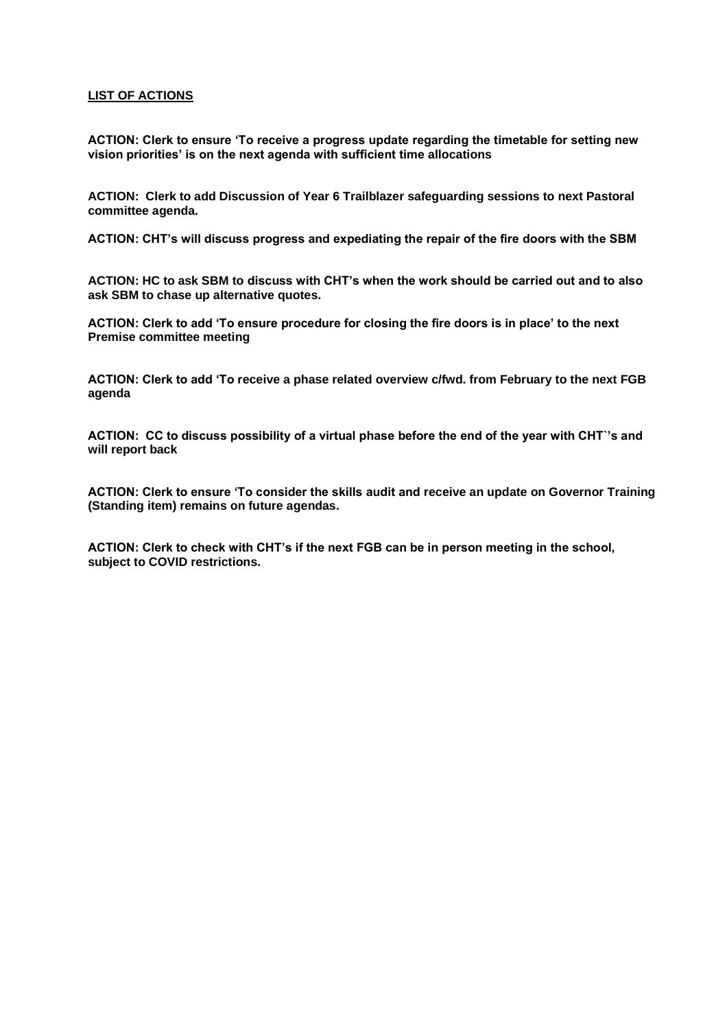**<u>LIST OF ACTIONS</u>**

**ACTION: Clerk to ensure 'To receive a progress update regarding the timetable for setting new vision priorities' is on the next agenda with sufficient time allocations**

**ACTION: Clerk to add Discussion of Year 6 Trailblazer safeguarding sessions to next Pastoral committee agenda.**

**ACTION: CHT's will discuss progress and expediating the repair of the fire doors with the SBM**

**ACTION: HC to ask SBM to discuss with CHT's when the work should be carried out and to also ask SBM to chase up alternative quotes.**

**ACTION: Clerk to add 'To ensure procedure for closing the fire doors is in place' to the next Premise committee meeting**

**ACTION: Clerk to add 'To receive a phase related overview c/fwd. from February to the next FGB agenda**

**ACTION: CC to discuss possibility of a virtual phase before the end of the year with CHT`'s and will report back**

**ACTION: Clerk to ensure 'To consider the skills audit and receive an update on Governor Training (Standing item) remains on future agendas.**

**ACTION: Clerk to check with CHT's if the next FGB can be in person meeting in the school, subject to COVID restrictions.**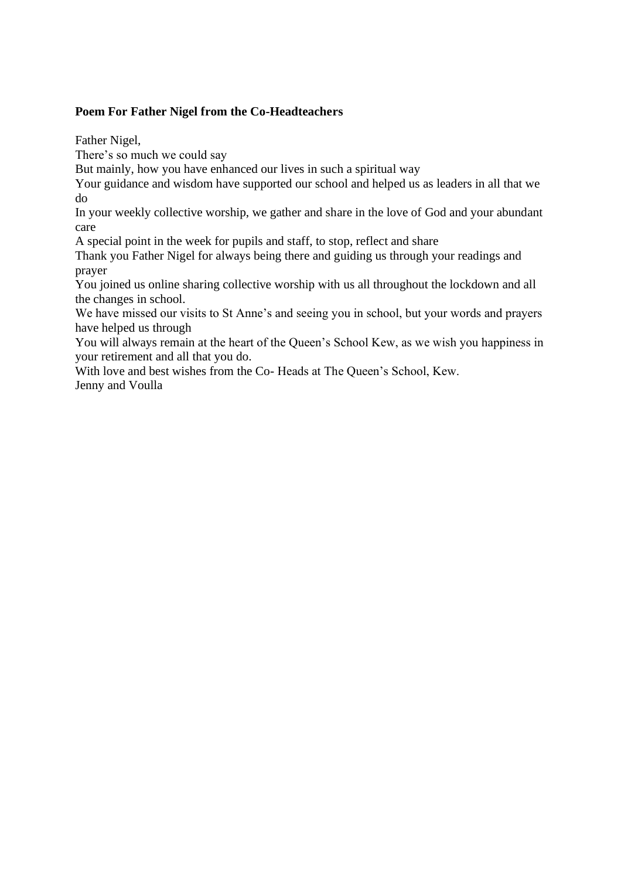**Poem For Father Nigel from the Co-Headteachers**

Father Nigel,
There's so much we could say
But mainly, how you have enhanced our lives in such a spiritual way
Your guidance and wisdom have supported our school and helped us as leaders in all that we do
In your weekly collective worship, we gather and share in the love of God and your abundant care
A special point in the week for pupils and staff, to stop, reflect and share
Thank you Father Nigel for always being there and guiding us through your readings and prayer
You joined us online sharing collective worship with us all throughout the lockdown and all the changes in school.
We have missed our visits to St Anne's and seeing you in school, but your words and prayers have helped us through
You will always remain at the heart of the Queen's School Kew, as we wish you happiness in your retirement and all that you do.
With love and best wishes from the Co- Heads at The Queen's School, Kew.
Jenny and Voulla